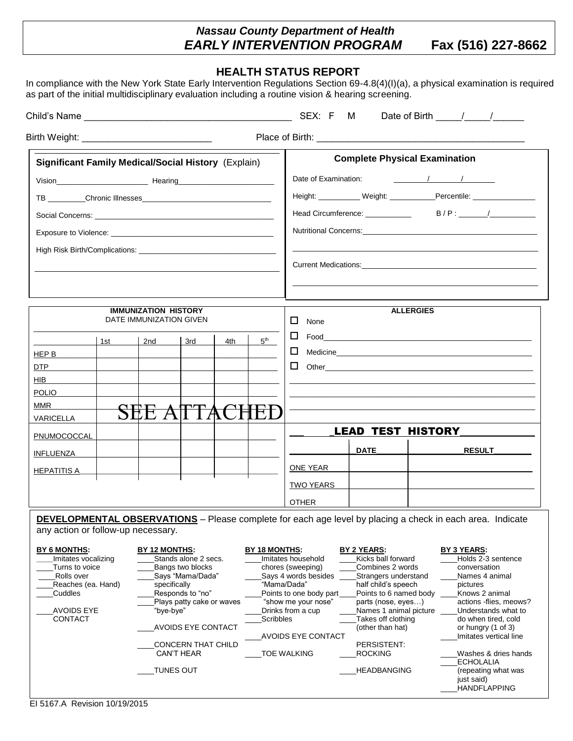***Nassau County Department of Health***
***EARLY INTERVENTION PROGRAM*** **Fax (516) 227-8662**

## HEALTH STATUS REPORT

In compliance with the New York State Early Intervention Regulations Section 69-4.8(4)(I)(a), a physical examination is required as part of the initial multidisciplinary evaluation including a routine vision & hearing screening.

Child's Name ________________________________________ SEX: F M Date of Birth _____/_____/______

Birth Weight: _________________________ Place of Birth: ________________________________________

| **Significant Family Medical/Social History** (Explain) | **Complete Physical Examination** |
|---|---|
| Vision_____________________ Hearing_____________________ | Date of Examination: ______/______/______ |
| TB _________Chronic Illnesses_____________________________ | Height: __________ Weight: ___________Percentile: _______________ |
| Social Concerns: _________________________________________ | Head Circumference: ___________ B / P : _______/___________ |
| Exposure to Violence: _____________________________________ | Nutritional Concerns:_________________________________________ |
| High Risk Birth/Complications: _______________________________ | ______________________________________________________________ |
| ______________________________________________________________ | Current Medications:__________________________________________ |
| | ______________________________________________________________ |

**IMMUNIZATION HISTORY**
DATE IMMUNIZATION GIVEN

| | 1st | 2nd | 3rd | 4th | 5th |
|---|---|---|---|---|---|
| HEP B | | | | | |
| DTP | | | | | |
| HIB | | | | | |
| POLIO | | | | | |
| MMR | | | | | |
| VARICELLA | SEE ATTACHED | | | | |
| PNUMOCOCCAL | | | | | |
| INFLUENZA | | | | | |
| HEPATITIS A | | | | | |

**ALLERGIES**

- ☐ None
- ☐ Food_______________________________________________
- ☐ Medicine___________________________________________
- ☐ Other______________________________________________

**LEAD TEST HISTORY**

| | DATE | RESULT |
|---|---|---|
| ONE YEAR | | |
| TWO YEARS | | |
| OTHER | | |

**DEVELOPMENTAL OBSERVATIONS** – Please complete for each age level by placing a check in each area. Indicate any action or follow-up necessary.

**BY 6 MONTHS:**
- ____Imitates vocalizing
- ____Turns to voice
- ____Rolls over
- ____Reaches (ea. Hand)
- ____Cuddles
- ____AVOIDS EYE CONTACT

**BY 12 MONTHS:**
- ____Stands alone 2 secs.
- ____Bangs two blocks
- ____Says "Mama/Dada" specifically
- ____Responds to "no"
- ____Plays patty cake or waves "bye-bye"
- ____AVOIDS EYE CONTACT
- ____CONCERN THAT CHILD CAN'T HEAR
- ____TUNES OUT

**BY 18 MONTHS:**
- ____Imitates household chores (sweeping)
- ____Says 4 words besides "Mama/Dada"
- ____Points to one body part "show me your nose"
- ____Drinks from a cup
- ____Scribbles
- ____AVOIDS EYE CONTACT
- ____TOE WALKING

**BY 2 YEARS:**
- ____Kicks ball forward
- ____Combines 2 words
- ____Strangers understand half child's speech
- ____Points to 6 named body parts (nose, eyes…)
- ____Names 1 animal picture
- ____Takes off clothing (other than hat)

PERSISTENT:
- ____ROCKING
- ____HEADBANGING

**BY 3 YEARS:**
- ____Holds 2-3 sentence conversation
- ____Names 4 animal pictures
- ____Knows 2 animal actions -flies, meows?
- ____Understands what to do when tired, cold or hungry (1 of 3)
- ____Imitates vertical line
- ____Washes & dries hands
- ____ECHOLALIA (repeating what was just said)
- ____HANDFLAPPING

EI 5167.A Revision 10/19/2015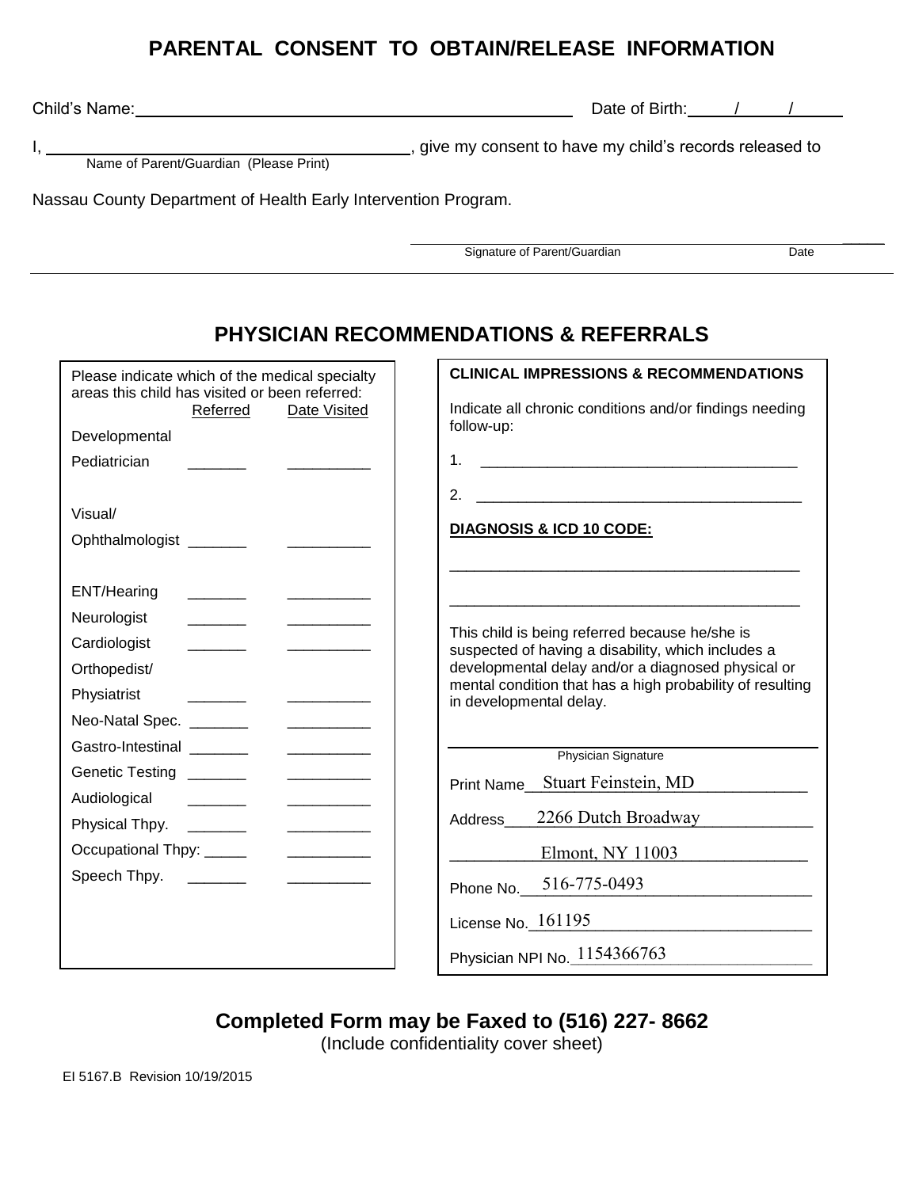# PARENTAL CONSENT TO OBTAIN/RELEASE INFORMATION

Child's Name: ______________________________________________ Date of Birth: ____/____/____

I, ______________________________________, give my consent to have my child's records released to
Name of Parent/Guardian (Please Print)

Nassau County Department of Health Early Intervention Program.

______________________________________________ _____
Signature of Parent/Guardian Date

---

## PHYSICIAN RECOMMENDATIONS & REFERRALS

Please indicate which of the medical specialty areas this child has visited or been referred:

| | Referred | Date Visited |
|---|---|---|
| Developmental Pediatrician | _______ | __________ |
| Visual/ Ophthalmologist | _______ | __________ |
| ENT/Hearing | _______ | __________ |
| Neurologist | _______ | __________ |
| Cardiologist | _______ | __________ |
| Orthopedist/ Physiatrist | _______ | __________ |
| Neo-Natal Spec. | _______ | __________ |
| Gastro-Intestinal | _______ | __________ |
| Genetic Testing | _______ | __________ |
| Audiological | _______ | __________ |
| Physical Thpy. | _______ | __________ |
| Occupational Thpy: | _____ | __________ |
| Speech Thpy. | _______ | __________ |

**CLINICAL IMPRESSIONS & RECOMMENDATIONS**

Indicate all chronic conditions and/or findings needing follow-up:

1. ______________________________________

2. ______________________________________

**DIAGNOSIS & ICD 10 CODE:**

__________________________________________

__________________________________________

This child is being referred because he/she is suspected of having a disability, which includes a developmental delay and/or a diagnosed physical or mental condition that has a high probability of resulting in developmental delay.

______________________________________
Physician Signature

Print Name Stuart Feinstein, MD

Address 2266 Dutch Broadway

Elmont, NY 11003

Phone No. 516-775-0493

License No. 161195

Physician NPI No. 1154366763

**Completed Form may be Faxed to (516) 227- 8662**
(Include confidentiality cover sheet)

EI 5167.B Revision 10/19/2015